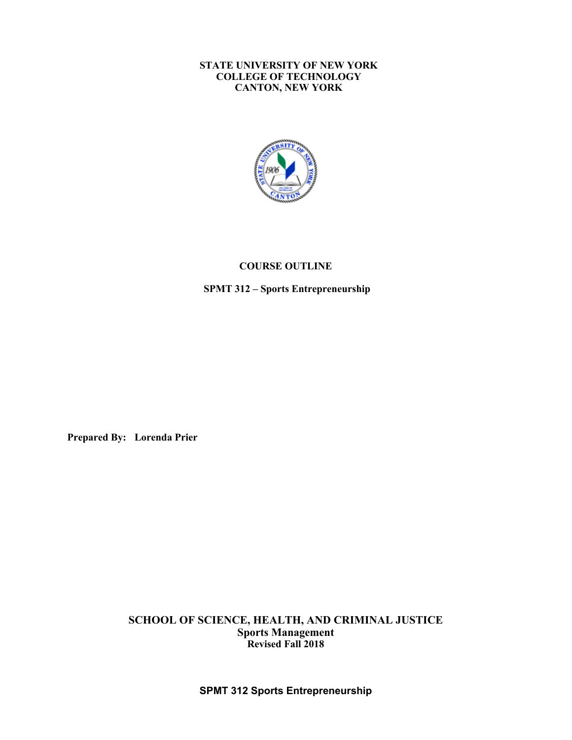**STATE UNIVERSITY OF NEW YORK**
**COLLEGE OF TECHNOLOGY**
**CANTON, NEW YORK**

# COURSE OUTLINE

## SPMT 312 – Sports Entrepreneurship

**Prepared By: Lorenda Prier**

**SCHOOL OF SCIENCE, HEALTH, AND CRIMINAL JUSTICE**
**Sports Management**
**Revised Fall 2018**

**SPMT 312 Sports Entrepreneurship**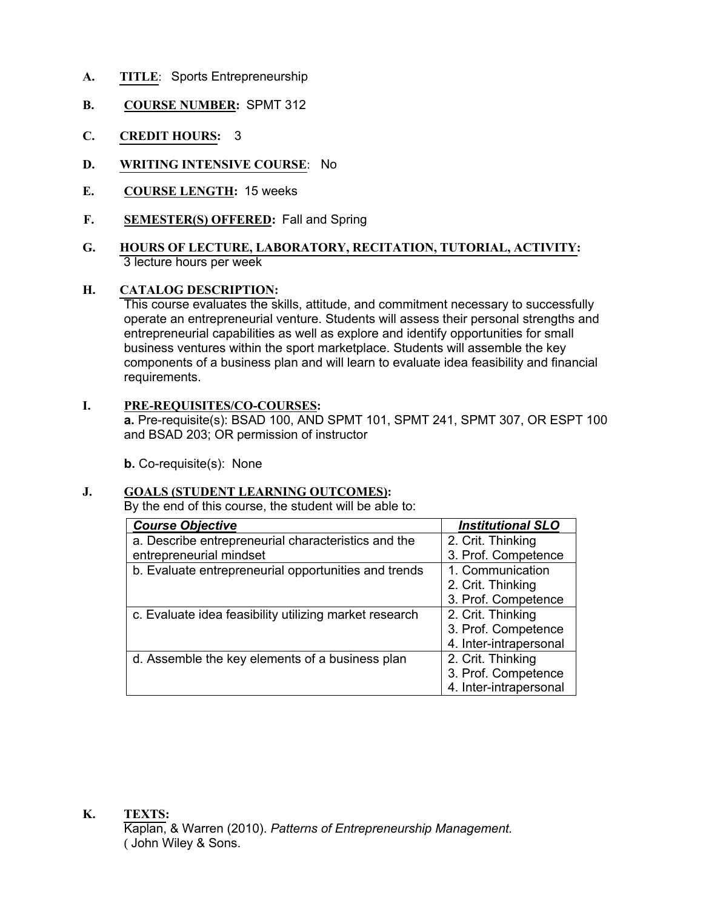**A.** **TITLE**: Sports Entrepreneurship

**B.** **COURSE NUMBER:** SPMT 312

**C.** **CREDIT HOURS:** 3

**D.** **WRITING INTENSIVE COURSE**: No

**E.** **COURSE LENGTH:** 15 weeks

**F.** **SEMESTER(S) OFFERED:** Fall and Spring

**G.** **HOURS OF LECTURE, LABORATORY, RECITATION, TUTORIAL, ACTIVITY:**
3 lecture hours per week

**H.** **CATALOG DESCRIPTION:**
This course evaluates the skills, attitude, and commitment necessary to successfully operate an entrepreneurial venture. Students will assess their personal strengths and entrepreneurial capabilities as well as explore and identify opportunities for small business ventures within the sport marketplace. Students will assemble the key components of a business plan and will learn to evaluate idea feasibility and financial requirements.

**I.** **PRE-REQUISITES/CO-COURSES:**

**a.** Pre-requisite(s): BSAD 100, AND SPMT 101, SPMT 241, SPMT 307, OR ESPT 100 and BSAD 203; OR permission of instructor

**b.** Co-requisite(s): None

**J.** **GOALS (STUDENT LEARNING OUTCOMES):**
By the end of this course, the student will be able to:

| ***Course Objective*** | ***Institutional SLO*** |
|---|---|
| a. Describe entrepreneurial characteristics and the entrepreneurial mindset | 2. Crit. Thinking<br>3. Prof. Competence |
| b. Evaluate entrepreneurial opportunities and trends | 1. Communication<br>2. Crit. Thinking<br>3. Prof. Competence |
| c. Evaluate idea feasibility utilizing market research | 2. Crit. Thinking<br>3. Prof. Competence<br>4. Inter-intrapersonal |
| d. Assemble the key elements of a business plan | 2. Crit. Thinking<br>3. Prof. Competence<br>4. Inter-intrapersonal |

**K.** **TEXTS:**
Kaplan, & Warren (2010). *Patterns of Entrepreneurship Management.* ( John Wiley & Sons.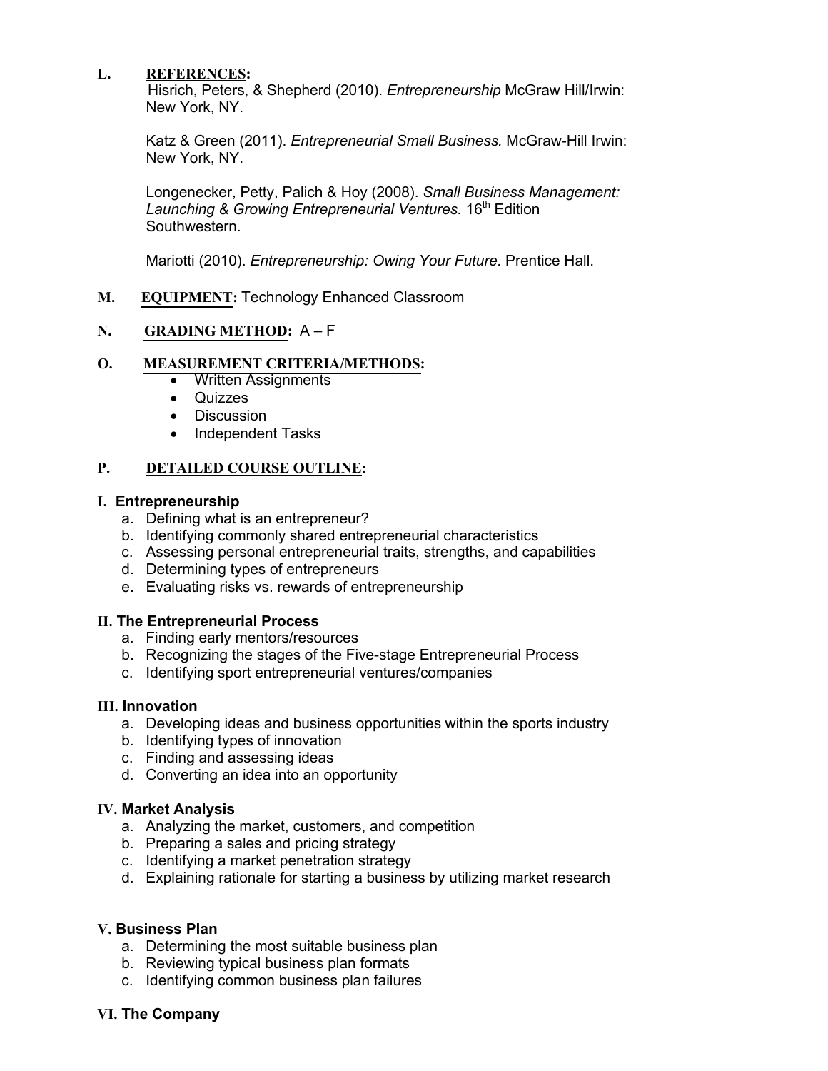**L. REFERENCES:**

Hisrich, Peters, & Shepherd (2010). *Entrepreneurship* McGraw Hill/Irwin: New York, NY.

Katz & Green (2011). *Entrepreneurial Small Business.* McGraw-Hill Irwin: New York, NY.

Longenecker, Petty, Palich & Hoy (2008). *Small Business Management: Launching & Growing Entrepreneurial Ventures.* 16th Edition Southwestern.

Mariotti (2010). *Entrepreneurship: Owing Your Future.* Prentice Hall.

**M. EQUIPMENT:** Technology Enhanced Classroom

**N. GRADING METHOD:** A – F

**O. MEASUREMENT CRITERIA/METHODS:**

- Written Assignments
- Quizzes
- Discussion
- Independent Tasks

**P. DETAILED COURSE OUTLINE:**

**I. Entrepreneurship**

a. Defining what is an entrepreneur?
b. Identifying commonly shared entrepreneurial characteristics
c. Assessing personal entrepreneurial traits, strengths, and capabilities
d. Determining types of entrepreneurs
e. Evaluating risks vs. rewards of entrepreneurship

**II. The Entrepreneurial Process**

a. Finding early mentors/resources
b. Recognizing the stages of the Five-stage Entrepreneurial Process
c. Identifying sport entrepreneurial ventures/companies

**III. Innovation**

a. Developing ideas and business opportunities within the sports industry
b. Identifying types of innovation
c. Finding and assessing ideas
d. Converting an idea into an opportunity

**IV. Market Analysis**

a. Analyzing the market, customers, and competition
b. Preparing a sales and pricing strategy
c. Identifying a market penetration strategy
d. Explaining rationale for starting a business by utilizing market research

**V. Business Plan**

a. Determining the most suitable business plan
b. Reviewing typical business plan formats
c. Identifying common business plan failures

**VI. The Company**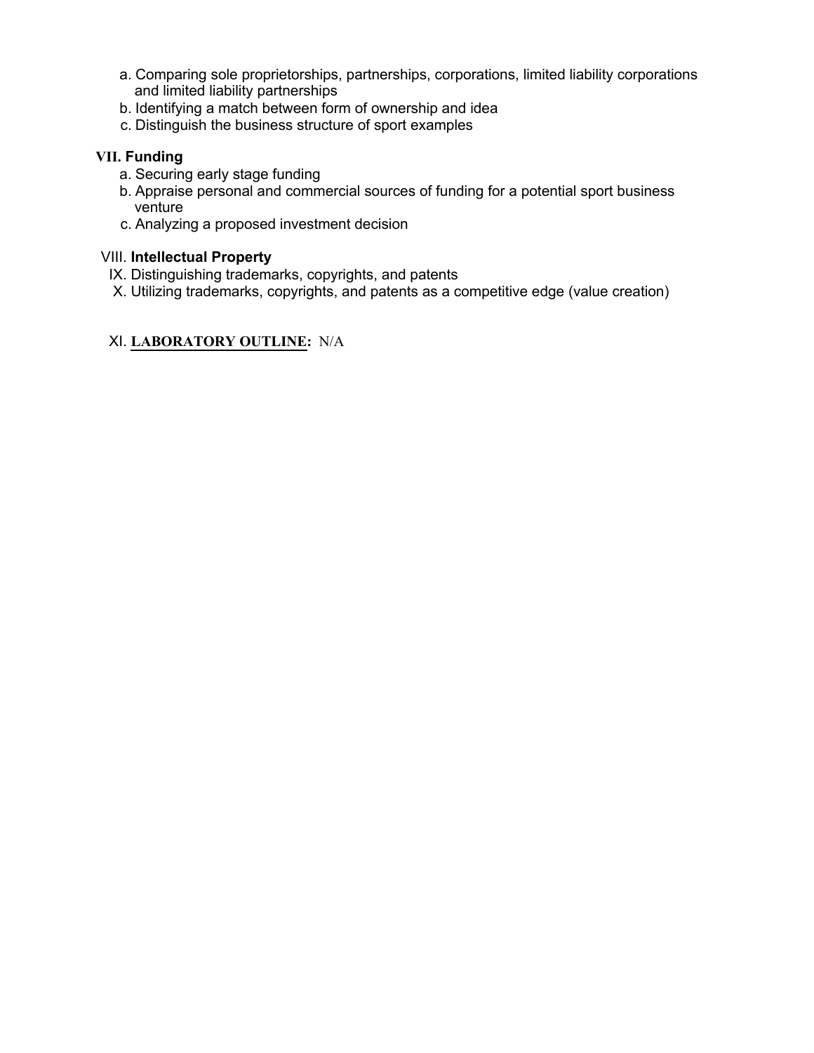a. Comparing sole proprietorships, partnerships, corporations, limited liability corporations and limited liability partnerships
b. Identifying a match between form of ownership and idea
c. Distinguish the business structure of sport examples

**VII. Funding**

a. Securing early stage funding
b. Appraise personal and commercial sources of funding for a potential sport business venture
c. Analyzing a proposed investment decision

VIII. **Intellectual Property**

IX. Distinguishing trademarks, copyrights, and patents
X. Utilizing trademarks, copyrights, and patents as a competitive edge (value creation)

XI. **LABORATORY OUTLINE:** N/A